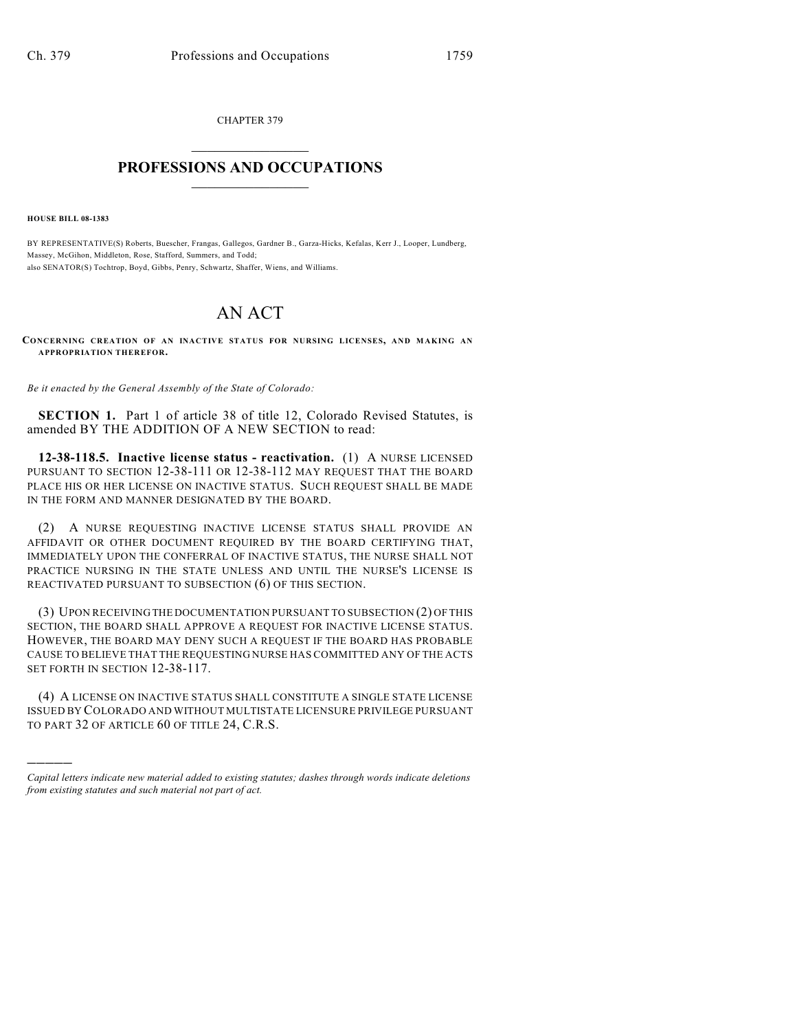CHAPTER 379

# PROFESSIONS AND OCCUPATIONS

**HOUSE BILL 08-1383**

BY REPRESENTATIVE(S) Roberts, Buescher, Frangas, Gallegos, Gardner B., Garza-Hicks, Kefalas, Kerr J., Looper, Lundberg, Massey, McGihon, Middleton, Rose, Stafford, Summers, and Todd;
also SENATOR(S) Tochtrop, Boyd, Gibbs, Penry, Schwartz, Shaffer, Wiens, and Williams.

# AN ACT

**CONCERNING CREATION OF AN INACTIVE STATUS FOR NURSING LICENSES, AND MAKING AN APPROPRIATION THEREFOR.**

*Be it enacted by the General Assembly of the State of Colorado:*

**SECTION 1.** Part 1 of article 38 of title 12, Colorado Revised Statutes, is amended BY THE ADDITION OF A NEW SECTION to read:

**12-38-118.5. Inactive license status - reactivation.** (1) A NURSE LICENSED PURSUANT TO SECTION 12-38-111 OR 12-38-112 MAY REQUEST THAT THE BOARD PLACE HIS OR HER LICENSE ON INACTIVE STATUS. SUCH REQUEST SHALL BE MADE IN THE FORM AND MANNER DESIGNATED BY THE BOARD.

(2) A NURSE REQUESTING INACTIVE LICENSE STATUS SHALL PROVIDE AN AFFIDAVIT OR OTHER DOCUMENT REQUIRED BY THE BOARD CERTIFYING THAT, IMMEDIATELY UPON THE CONFERRAL OF INACTIVE STATUS, THE NURSE SHALL NOT PRACTICE NURSING IN THE STATE UNLESS AND UNTIL THE NURSE'S LICENSE IS REACTIVATED PURSUANT TO SUBSECTION (6) OF THIS SECTION.

(3) UPON RECEIVING THE DOCUMENTATION PURSUANT TO SUBSECTION (2) OF THIS SECTION, THE BOARD SHALL APPROVE A REQUEST FOR INACTIVE LICENSE STATUS. HOWEVER, THE BOARD MAY DENY SUCH A REQUEST IF THE BOARD HAS PROBABLE CAUSE TO BELIEVE THAT THE REQUESTING NURSE HAS COMMITTED ANY OF THE ACTS SET FORTH IN SECTION 12-38-117.

(4) A LICENSE ON INACTIVE STATUS SHALL CONSTITUTE A SINGLE STATE LICENSE ISSUED BY COLORADO AND WITHOUT MULTISTATE LICENSURE PRIVILEGE PURSUANT TO PART 32 OF ARTICLE 60 OF TITLE 24, C.R.S.

---

*Capital letters indicate new material added to existing statutes; dashes through words indicate deletions from existing statutes and such material not part of act.*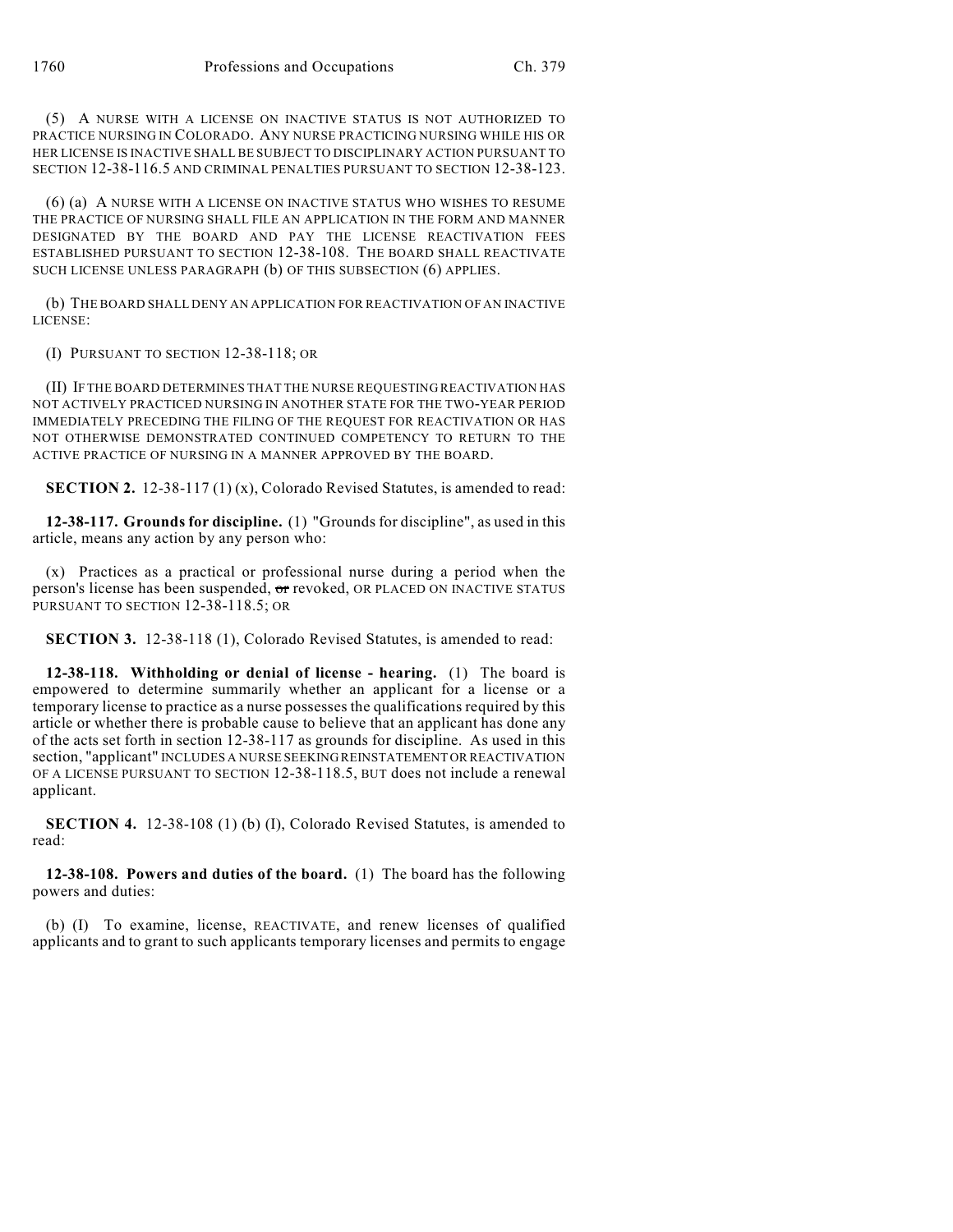(5) A NURSE WITH A LICENSE ON INACTIVE STATUS IS NOT AUTHORIZED TO PRACTICE NURSING IN COLORADO. ANY NURSE PRACTICING NURSING WHILE HIS OR HER LICENSE IS INACTIVE SHALL BE SUBJECT TO DISCIPLINARY ACTION PURSUANT TO SECTION 12-38-116.5 AND CRIMINAL PENALTIES PURSUANT TO SECTION 12-38-123.

(6) (a) A NURSE WITH A LICENSE ON INACTIVE STATUS WHO WISHES TO RESUME THE PRACTICE OF NURSING SHALL FILE AN APPLICATION IN THE FORM AND MANNER DESIGNATED BY THE BOARD AND PAY THE LICENSE REACTIVATION FEES ESTABLISHED PURSUANT TO SECTION 12-38-108. THE BOARD SHALL REACTIVATE SUCH LICENSE UNLESS PARAGRAPH (b) OF THIS SUBSECTION (6) APPLIES.

(b) THE BOARD SHALL DENY AN APPLICATION FOR REACTIVATION OF AN INACTIVE LICENSE:

(I) PURSUANT TO SECTION 12-38-118; OR

(II) IF THE BOARD DETERMINES THAT THE NURSE REQUESTING REACTIVATION HAS NOT ACTIVELY PRACTICED NURSING IN ANOTHER STATE FOR THE TWO-YEAR PERIOD IMMEDIATELY PRECEDING THE FILING OF THE REQUEST FOR REACTIVATION OR HAS NOT OTHERWISE DEMONSTRATED CONTINUED COMPETENCY TO RETURN TO THE ACTIVE PRACTICE OF NURSING IN A MANNER APPROVED BY THE BOARD.

**SECTION 2.** 12-38-117 (1) (x), Colorado Revised Statutes, is amended to read:

**12-38-117. Grounds for discipline.** (1) "Grounds for discipline", as used in this article, means any action by any person who:

(x) Practices as a practical or professional nurse during a period when the person's license has been suspended, ~~or~~ revoked, OR PLACED ON INACTIVE STATUS PURSUANT TO SECTION 12-38-118.5; OR

**SECTION 3.** 12-38-118 (1), Colorado Revised Statutes, is amended to read:

**12-38-118. Withholding or denial of license - hearing.** (1) The board is empowered to determine summarily whether an applicant for a license or a temporary license to practice as a nurse possesses the qualifications required by this article or whether there is probable cause to believe that an applicant has done any of the acts set forth in section 12-38-117 as grounds for discipline. As used in this section, "applicant" INCLUDES A NURSE SEEKING REINSTATEMENT OR REACTIVATION OF A LICENSE PURSUANT TO SECTION 12-38-118.5, BUT does not include a renewal applicant.

**SECTION 4.** 12-38-108 (1) (b) (I), Colorado Revised Statutes, is amended to read:

**12-38-108. Powers and duties of the board.** (1) The board has the following powers and duties:

(b) (I) To examine, license, REACTIVATE, and renew licenses of qualified applicants and to grant to such applicants temporary licenses and permits to engage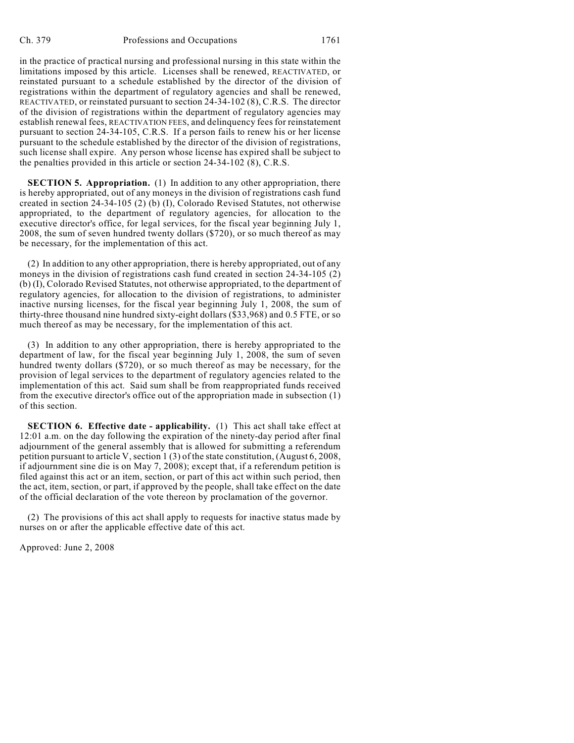in the practice of practical nursing and professional nursing in this state within the limitations imposed by this article. Licenses shall be renewed, REACTIVATED, or reinstated pursuant to a schedule established by the director of the division of registrations within the department of regulatory agencies and shall be renewed, REACTIVATED, or reinstated pursuant to section 24-34-102 (8), C.R.S. The director of the division of registrations within the department of regulatory agencies may establish renewal fees, REACTIVATION FEES, and delinquency fees for reinstatement pursuant to section 24-34-105, C.R.S. If a person fails to renew his or her license pursuant to the schedule established by the director of the division of registrations, such license shall expire. Any person whose license has expired shall be subject to the penalties provided in this article or section 24-34-102 (8), C.R.S.

**SECTION 5. Appropriation.** (1) In addition to any other appropriation, there is hereby appropriated, out of any moneys in the division of registrations cash fund created in section 24-34-105 (2) (b) (I), Colorado Revised Statutes, not otherwise appropriated, to the department of regulatory agencies, for allocation to the executive director's office, for legal services, for the fiscal year beginning July 1, 2008, the sum of seven hundred twenty dollars ($720), or so much thereof as may be necessary, for the implementation of this act.

(2) In addition to any other appropriation, there is hereby appropriated, out of any moneys in the division of registrations cash fund created in section 24-34-105 (2) (b) (I), Colorado Revised Statutes, not otherwise appropriated, to the department of regulatory agencies, for allocation to the division of registrations, to administer inactive nursing licenses, for the fiscal year beginning July 1, 2008, the sum of thirty-three thousand nine hundred sixty-eight dollars ($33,968) and 0.5 FTE, or so much thereof as may be necessary, for the implementation of this act.

(3) In addition to any other appropriation, there is hereby appropriated to the department of law, for the fiscal year beginning July 1, 2008, the sum of seven hundred twenty dollars ($720), or so much thereof as may be necessary, for the provision of legal services to the department of regulatory agencies related to the implementation of this act. Said sum shall be from reappropriated funds received from the executive director's office out of the appropriation made in subsection (1) of this section.

**SECTION 6. Effective date - applicability.** (1) This act shall take effect at 12:01 a.m. on the day following the expiration of the ninety-day period after final adjournment of the general assembly that is allowed for submitting a referendum petition pursuant to article V, section 1 (3) of the state constitution, (August 6, 2008, if adjournment sine die is on May 7, 2008); except that, if a referendum petition is filed against this act or an item, section, or part of this act within such period, then the act, item, section, or part, if approved by the people, shall take effect on the date of the official declaration of the vote thereon by proclamation of the governor.

(2) The provisions of this act shall apply to requests for inactive status made by nurses on or after the applicable effective date of this act.

Approved: June 2, 2008